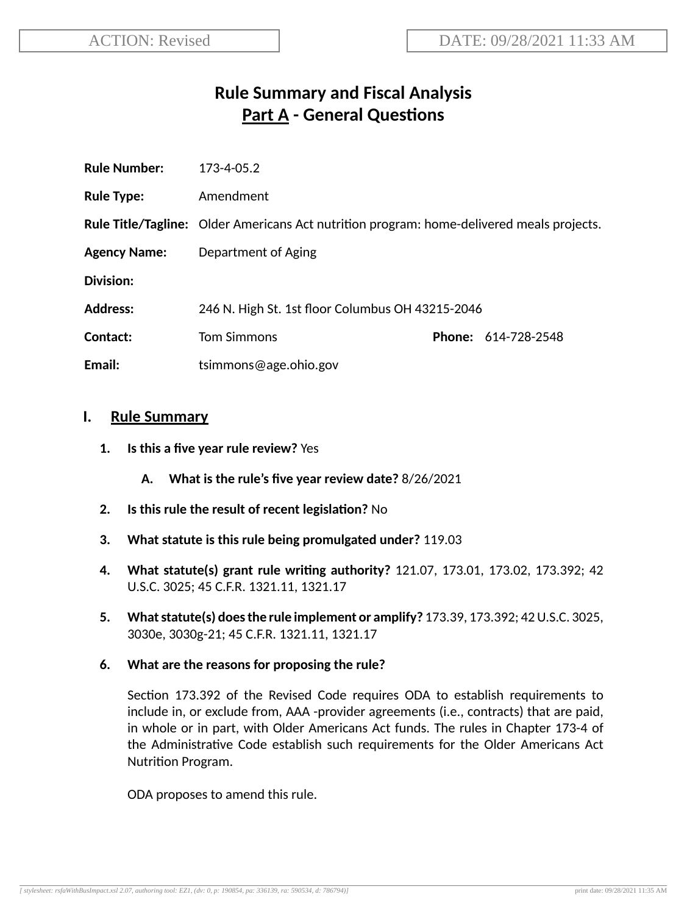ACTION: Revised

DATE: 09/28/2021 11:33 AM

# Rule Summary and Fiscal Analysis
## Part A - General Questions

**Rule Number:** 173-4-05.2

**Rule Type:** Amendment

**Rule Title/Tagline:** Older Americans Act nutrition program: home-delivered meals projects.

**Agency Name:** Department of Aging

**Division:**

**Address:** 246 N. High St. 1st floor Columbus OH 43215-2046

**Contact:** Tom Simmons **Phone:** 614-728-2548

**Email:** tsimmons@age.ohio.gov

## I. Rule Summary

1. **Is this a five year rule review?** Yes

   A. **What is the rule's five year review date?** 8/26/2021

2. **Is this rule the result of recent legislation?** No

3. **What statute is this rule being promulgated under?** 119.03

4. **What statute(s) grant rule writing authority?** 121.07, 173.01, 173.02, 173.392; 42 U.S.C. 3025; 45 C.F.R. 1321.11, 1321.17

5. **What statute(s) does the rule implement or amplify?** 173.39, 173.392; 42 U.S.C. 3025, 3030e, 3030g-21; 45 C.F.R. 1321.11, 1321.17

6. **What are the reasons for proposing the rule?**

   Section 173.392 of the Revised Code requires ODA to establish requirements to include in, or exclude from, AAA -provider agreements (i.e., contracts) that are paid, in whole or in part, with Older Americans Act funds. The rules in Chapter 173-4 of the Administrative Code establish such requirements for the Older Americans Act Nutrition Program.

   ODA proposes to amend this rule.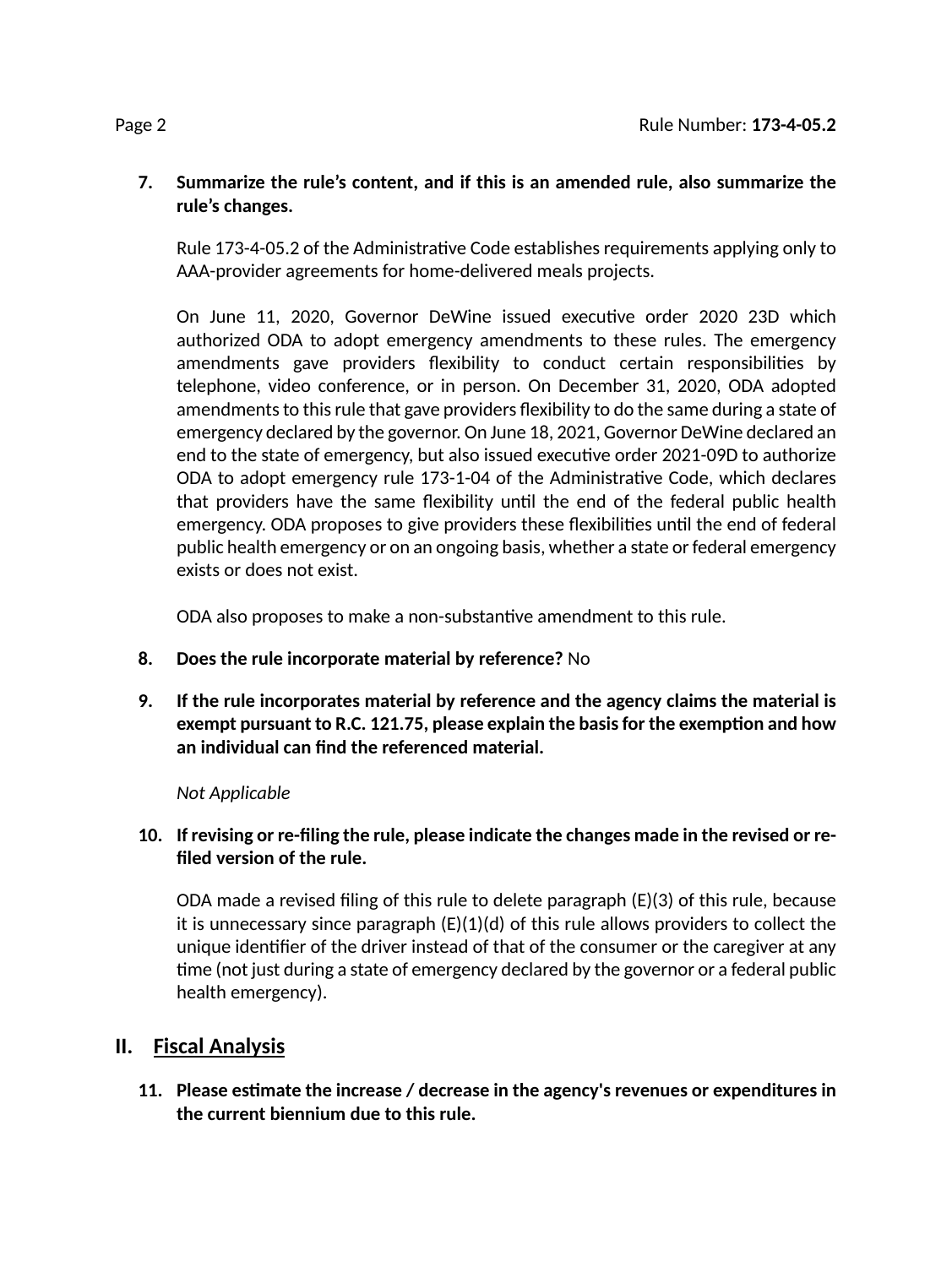7. **Summarize the rule's content, and if this is an amended rule, also summarize the rule's changes.**

   Rule 173-4-05.2 of the Administrative Code establishes requirements applying only to AAA-provider agreements for home-delivered meals projects.

   On June 11, 2020, Governor DeWine issued executive order 2020 23D which authorized ODA to adopt emergency amendments to these rules. The emergency amendments gave providers flexibility to conduct certain responsibilities by telephone, video conference, or in person. On December 31, 2020, ODA adopted amendments to this rule that gave providers flexibility to do the same during a state of emergency declared by the governor. On June 18, 2021, Governor DeWine declared an end to the state of emergency, but also issued executive order 2021-09D to authorize ODA to adopt emergency rule 173-1-04 of the Administrative Code, which declares that providers have the same flexibility until the end of the federal public health emergency. ODA proposes to give providers these flexibilities until the end of federal public health emergency or on an ongoing basis, whether a state or federal emergency exists or does not exist.

   ODA also proposes to make a non-substantive amendment to this rule.

8. **Does the rule incorporate material by reference?** No

9. **If the rule incorporates material by reference and the agency claims the material is exempt pursuant to R.C. 121.75, please explain the basis for the exemption and how an individual can find the referenced material.**

   *Not Applicable*

10. **If revising or re-filing the rule, please indicate the changes made in the revised or re-filed version of the rule.**

    ODA made a revised filing of this rule to delete paragraph (E)(3) of this rule, because it is unnecessary since paragraph (E)(1)(d) of this rule allows providers to collect the unique identifier of the driver instead of that of the consumer or the caregiver at any time (not just during a state of emergency declared by the governor or a federal public health emergency).

## II. Fiscal Analysis

11. **Please estimate the increase / decrease in the agency's revenues or expenditures in the current biennium due to this rule.**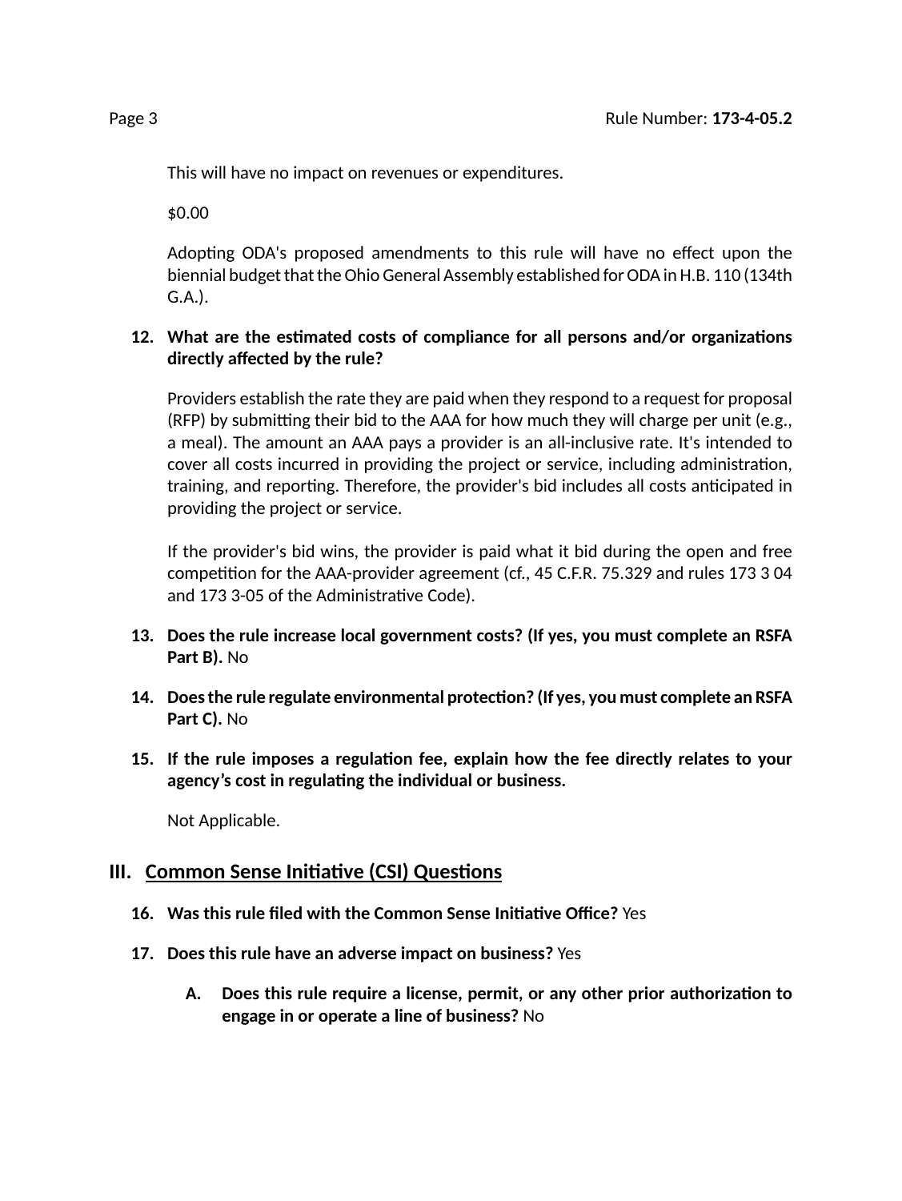This will have no impact on revenues or expenditures.

$0.00

Adopting ODA's proposed amendments to this rule will have no effect upon the biennial budget that the Ohio General Assembly established for ODA in H.B. 110 (134th G.A.).

12. **What are the estimated costs of compliance for all persons and/or organizations directly affected by the rule?**

    Providers establish the rate they are paid when they respond to a request for proposal (RFP) by submitting their bid to the AAA for how much they will charge per unit (e.g., a meal). The amount an AAA pays a provider is an all-inclusive rate. It's intended to cover all costs incurred in providing the project or service, including administration, training, and reporting. Therefore, the provider's bid includes all costs anticipated in providing the project or service.

    If the provider's bid wins, the provider is paid what it bid during the open and free competition for the AAA-provider agreement (cf., 45 C.F.R. 75.329 and rules 173 3 04 and 173 3-05 of the Administrative Code).

13. **Does the rule increase local government costs? (If yes, you must complete an RSFA Part B).** No

14. **Does the rule regulate environmental protection? (If yes, you must complete an RSFA Part C).** No

15. **If the rule imposes a regulation fee, explain how the fee directly relates to your agency's cost in regulating the individual or business.**

    Not Applicable.

## III. Common Sense Initiative (CSI) Questions

16. **Was this rule filed with the Common Sense Initiative Office?** Yes

17. **Does this rule have an adverse impact on business?** Yes

    A. **Does this rule require a license, permit, or any other prior authorization to engage in or operate a line of business?** No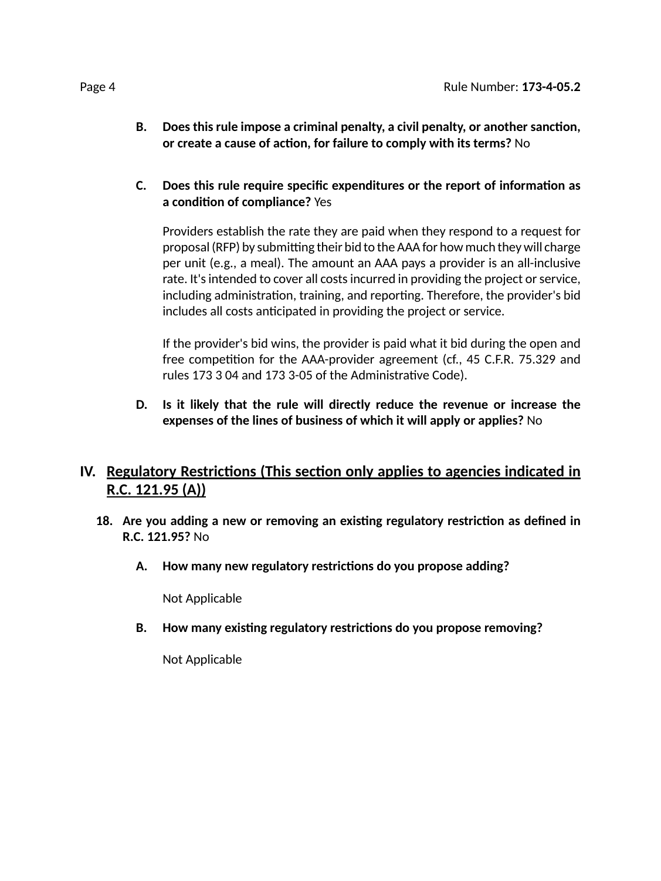**B. Does this rule impose a criminal penalty, a civil penalty, or another sanction, or create a cause of action, for failure to comply with its terms?** No

**C. Does this rule require specific expenditures or the report of information as a condition of compliance?** Yes

Providers establish the rate they are paid when they respond to a request for proposal (RFP) by submitting their bid to the AAA for how much they will charge per unit (e.g., a meal). The amount an AAA pays a provider is an all-inclusive rate. It's intended to cover all costs incurred in providing the project or service, including administration, training, and reporting. Therefore, the provider's bid includes all costs anticipated in providing the project or service.

If the provider's bid wins, the provider is paid what it bid during the open and free competition for the AAA-provider agreement (cf., 45 C.F.R. 75.329 and rules 173 3 04 and 173 3-05 of the Administrative Code).

**D. Is it likely that the rule will directly reduce the revenue or increase the expenses of the lines of business of which it will apply or applies?** No

## IV. Regulatory Restrictions (This section only applies to agencies indicated in R.C. 121.95 (A))

**18. Are you adding a new or removing an existing regulatory restriction as defined in R.C. 121.95?** No

**A. How many new regulatory restrictions do you propose adding?**

Not Applicable

**B. How many existing regulatory restrictions do you propose removing?**

Not Applicable